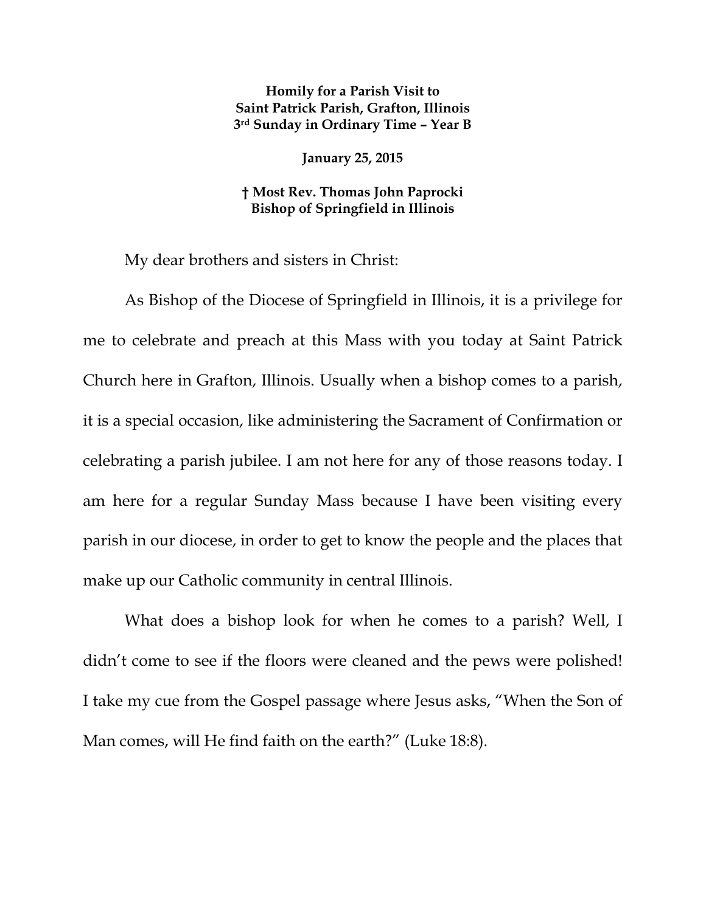**Homily for a Parish Visit to**
**Saint Patrick Parish, Grafton, Illinois**
**3rd Sunday in Ordinary Time – Year B**

**January 25, 2015**

**† Most Rev. Thomas John Paprocki**
**Bishop of Springfield in Illinois**

My dear brothers and sisters in Christ:

As Bishop of the Diocese of Springfield in Illinois, it is a privilege for me to celebrate and preach at this Mass with you today at Saint Patrick Church here in Grafton, Illinois. Usually when a bishop comes to a parish, it is a special occasion, like administering the Sacrament of Confirmation or celebrating a parish jubilee. I am not here for any of those reasons today. I am here for a regular Sunday Mass because I have been visiting every parish in our diocese, in order to get to know the people and the places that make up our Catholic community in central Illinois.

What does a bishop look for when he comes to a parish? Well, I didn't come to see if the floors were cleaned and the pews were polished! I take my cue from the Gospel passage where Jesus asks, "When the Son of Man comes, will He find faith on the earth?" (Luke 18:8).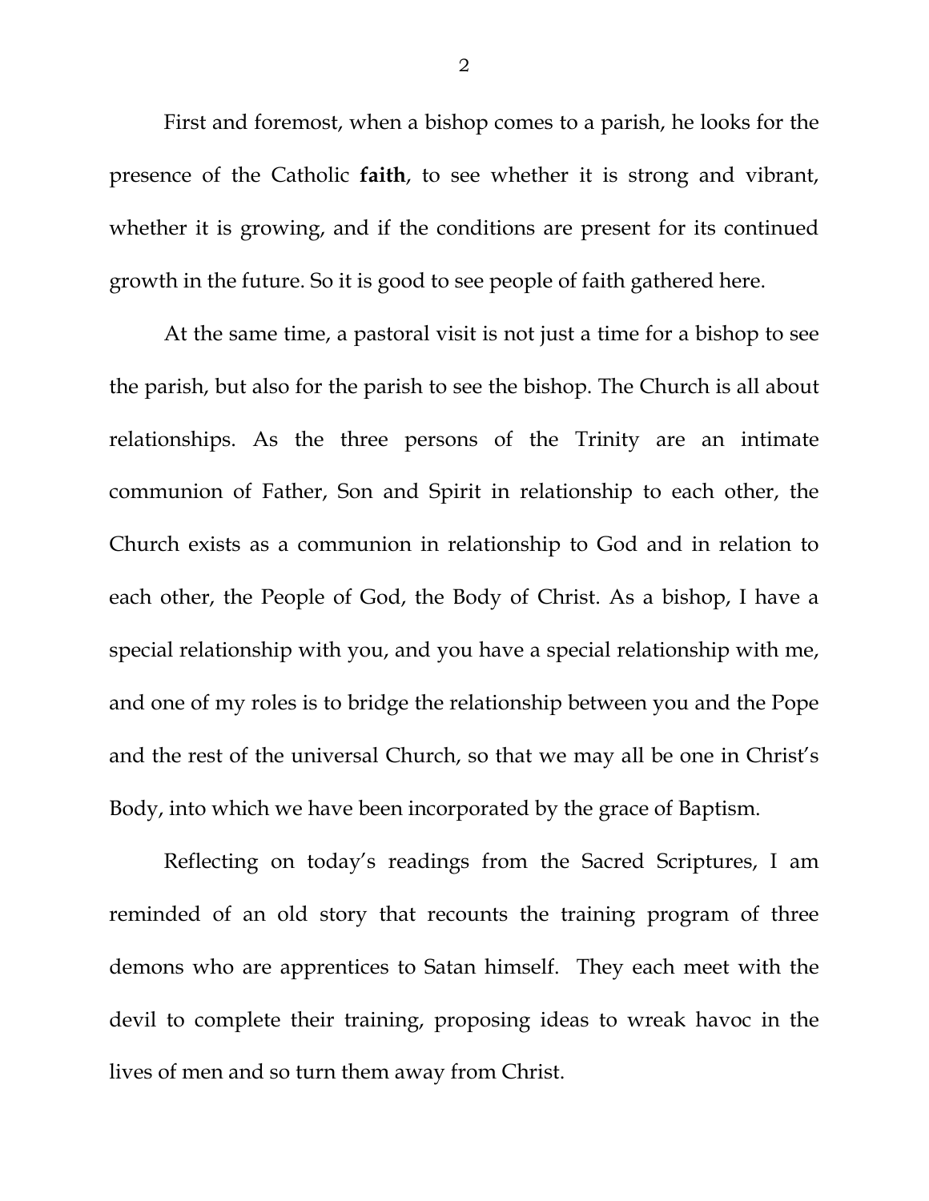First and foremost, when a bishop comes to a parish, he looks for the presence of the Catholic **faith**, to see whether it is strong and vibrant, whether it is growing, and if the conditions are present for its continued growth in the future. So it is good to see people of faith gathered here.

At the same time, a pastoral visit is not just a time for a bishop to see the parish, but also for the parish to see the bishop. The Church is all about relationships. As the three persons of the Trinity are an intimate communion of Father, Son and Spirit in relationship to each other, the Church exists as a communion in relationship to God and in relation to each other, the People of God, the Body of Christ. As a bishop, I have a special relationship with you, and you have a special relationship with me, and one of my roles is to bridge the relationship between you and the Pope and the rest of the universal Church, so that we may all be one in Christ's Body, into which we have been incorporated by the grace of Baptism.

Reflecting on today's readings from the Sacred Scriptures, I am reminded of an old story that recounts the training program of three demons who are apprentices to Satan himself. They each meet with the devil to complete their training, proposing ideas to wreak havoc in the lives of men and so turn them away from Christ.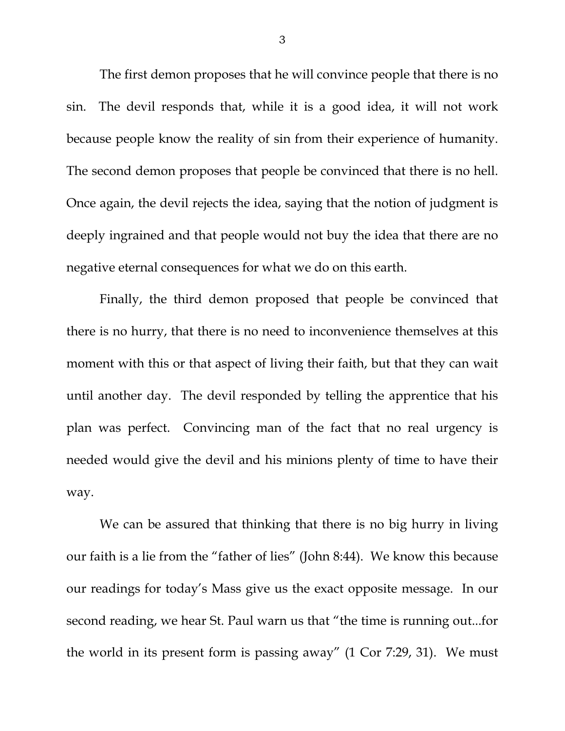The first demon proposes that he will convince people that there is no sin. The devil responds that, while it is a good idea, it will not work because people know the reality of sin from their experience of humanity. The second demon proposes that people be convinced that there is no hell. Once again, the devil rejects the idea, saying that the notion of judgment is deeply ingrained and that people would not buy the idea that there are no negative eternal consequences for what we do on this earth.

Finally, the third demon proposed that people be convinced that there is no hurry, that there is no need to inconvenience themselves at this moment with this or that aspect of living their faith, but that they can wait until another day. The devil responded by telling the apprentice that his plan was perfect. Convincing man of the fact that no real urgency is needed would give the devil and his minions plenty of time to have their way.

We can be assured that thinking that there is no big hurry in living our faith is a lie from the "father of lies" (John 8:44). We know this because our readings for today's Mass give us the exact opposite message. In our second reading, we hear St. Paul warn us that "the time is running out...for the world in its present form is passing away" (1 Cor 7:29, 31). We must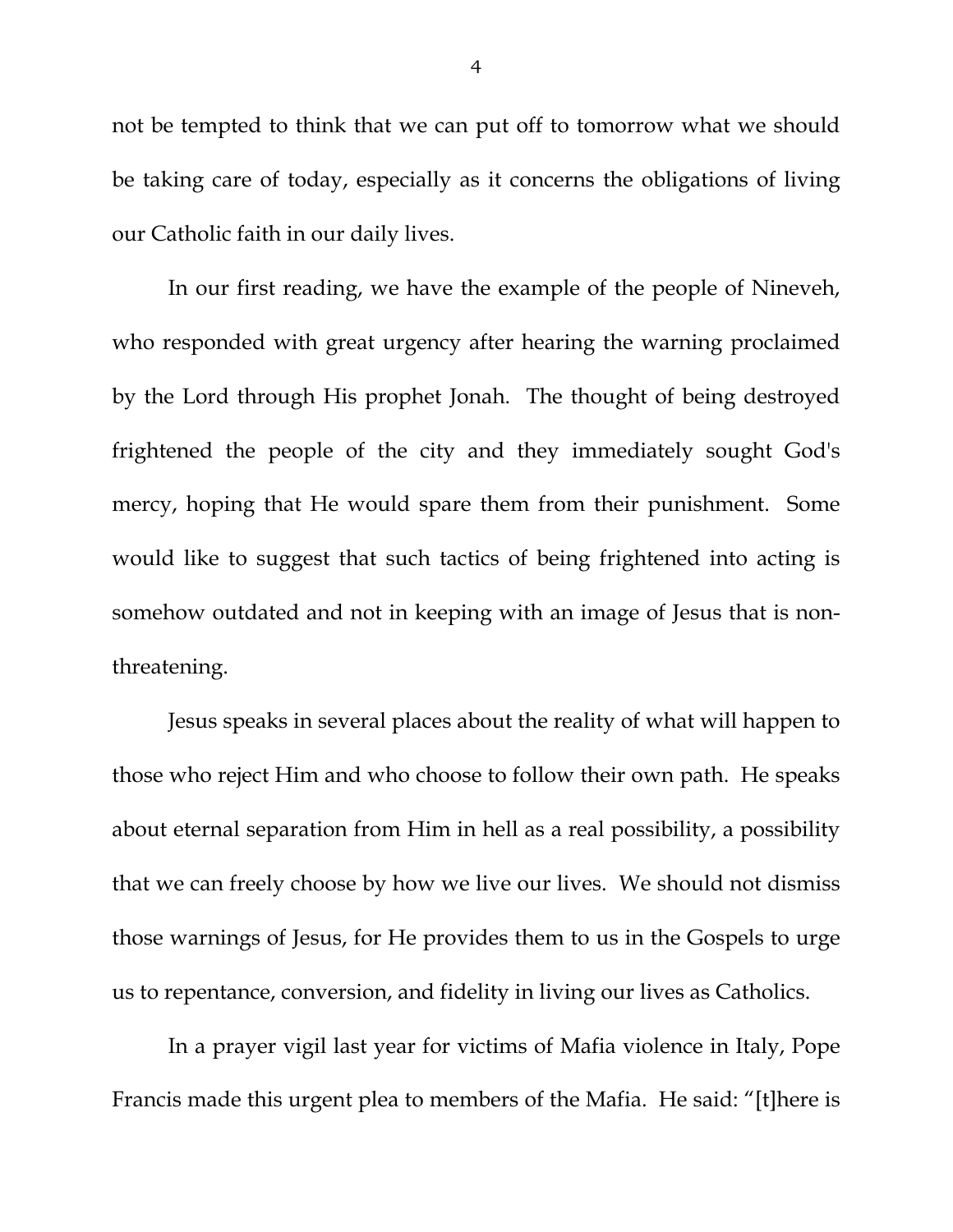not be tempted to think that we can put off to tomorrow what we should be taking care of today, especially as it concerns the obligations of living our Catholic faith in our daily lives.

In our first reading, we have the example of the people of Nineveh, who responded with great urgency after hearing the warning proclaimed by the Lord through His prophet Jonah. The thought of being destroyed frightened the people of the city and they immediately sought God's mercy, hoping that He would spare them from their punishment. Some would like to suggest that such tactics of being frightened into acting is somehow outdated and not in keeping with an image of Jesus that is non-threatening.

Jesus speaks in several places about the reality of what will happen to those who reject Him and who choose to follow their own path. He speaks about eternal separation from Him in hell as a real possibility, a possibility that we can freely choose by how we live our lives. We should not dismiss those warnings of Jesus, for He provides them to us in the Gospels to urge us to repentance, conversion, and fidelity in living our lives as Catholics.

In a prayer vigil last year for victims of Mafia violence in Italy, Pope Francis made this urgent plea to members of the Mafia. He said: "[t]here is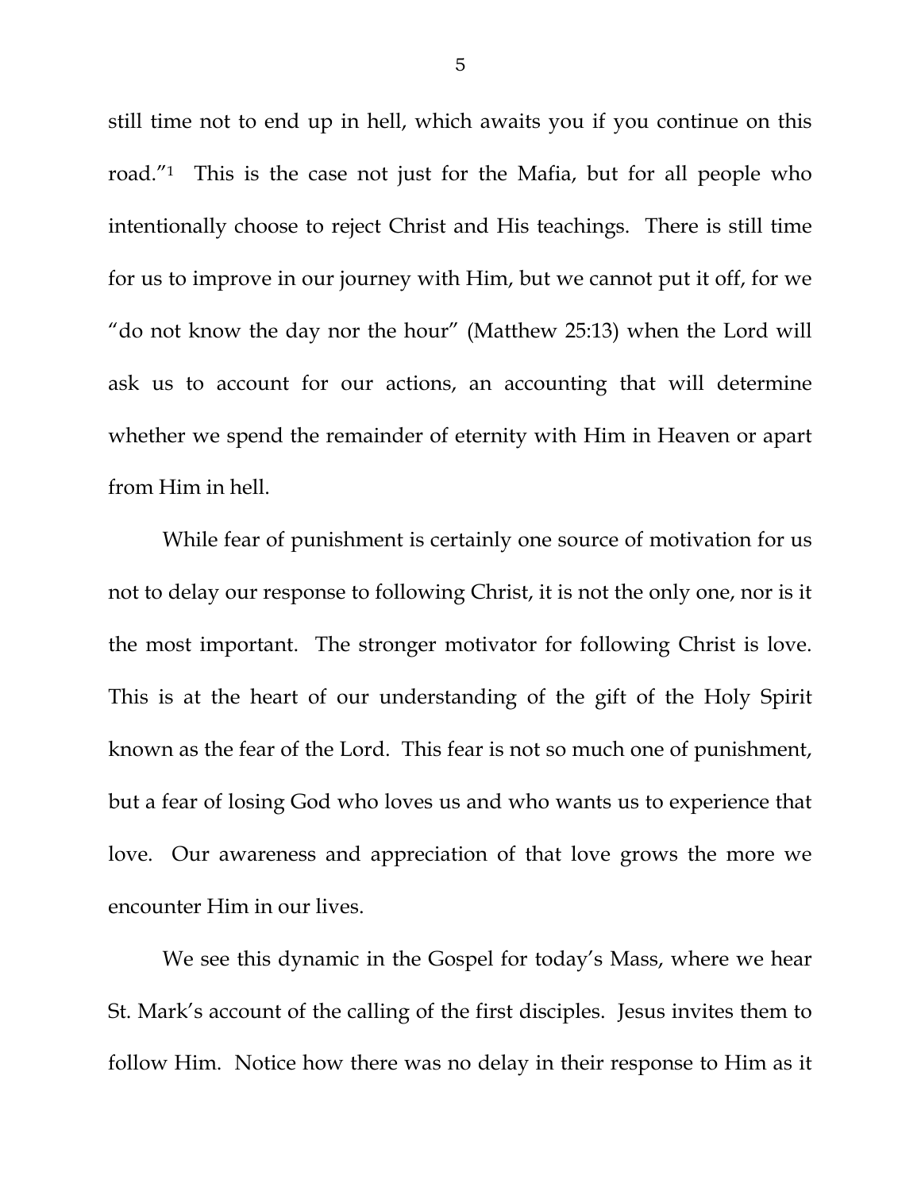still time not to end up in hell, which awaits you if you continue on this road."[1] This is the case not just for the Mafia, but for all people who intentionally choose to reject Christ and His teachings. There is still time for us to improve in our journey with Him, but we cannot put it off, for we "do not know the day nor the hour" (Matthew 25:13) when the Lord will ask us to account for our actions, an accounting that will determine whether we spend the remainder of eternity with Him in Heaven or apart from Him in hell.

While fear of punishment is certainly one source of motivation for us not to delay our response to following Christ, it is not the only one, nor is it the most important. The stronger motivator for following Christ is love. This is at the heart of our understanding of the gift of the Holy Spirit known as the fear of the Lord. This fear is not so much one of punishment, but a fear of losing God who loves us and who wants us to experience that love. Our awareness and appreciation of that love grows the more we encounter Him in our lives.

We see this dynamic in the Gospel for today's Mass, where we hear St. Mark's account of the calling of the first disciples. Jesus invites them to follow Him. Notice how there was no delay in their response to Him as it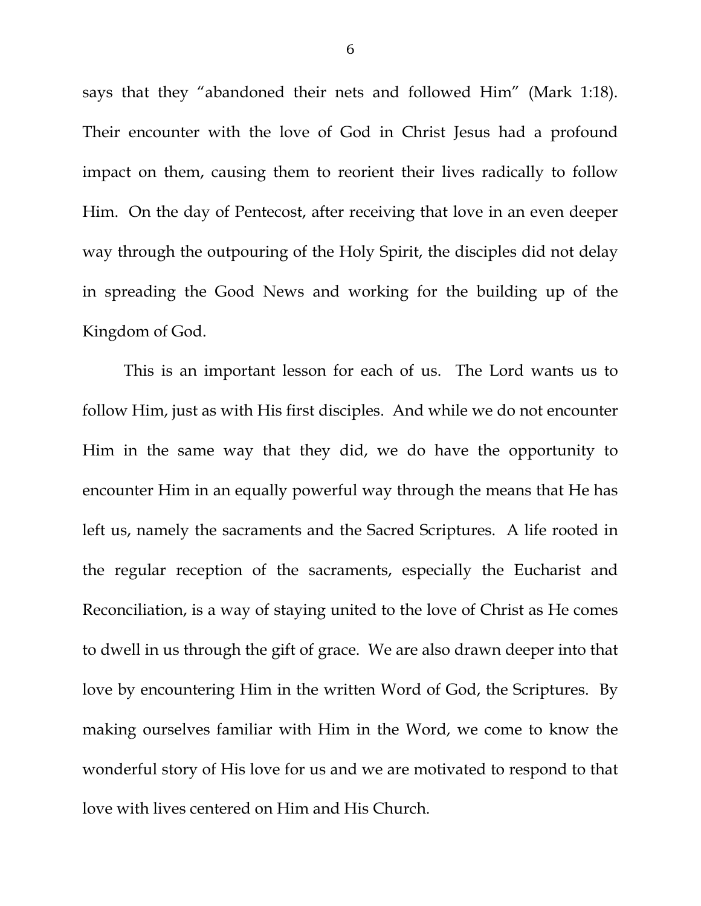says that they "abandoned their nets and followed Him" (Mark 1:18). Their encounter with the love of God in Christ Jesus had a profound impact on them, causing them to reorient their lives radically to follow Him. On the day of Pentecost, after receiving that love in an even deeper way through the outpouring of the Holy Spirit, the disciples did not delay in spreading the Good News and working for the building up of the Kingdom of God.

This is an important lesson for each of us. The Lord wants us to follow Him, just as with His first disciples. And while we do not encounter Him in the same way that they did, we do have the opportunity to encounter Him in an equally powerful way through the means that He has left us, namely the sacraments and the Sacred Scriptures. A life rooted in the regular reception of the sacraments, especially the Eucharist and Reconciliation, is a way of staying united to the love of Christ as He comes to dwell in us through the gift of grace. We are also drawn deeper into that love by encountering Him in the written Word of God, the Scriptures. By making ourselves familiar with Him in the Word, we come to know the wonderful story of His love for us and we are motivated to respond to that love with lives centered on Him and His Church.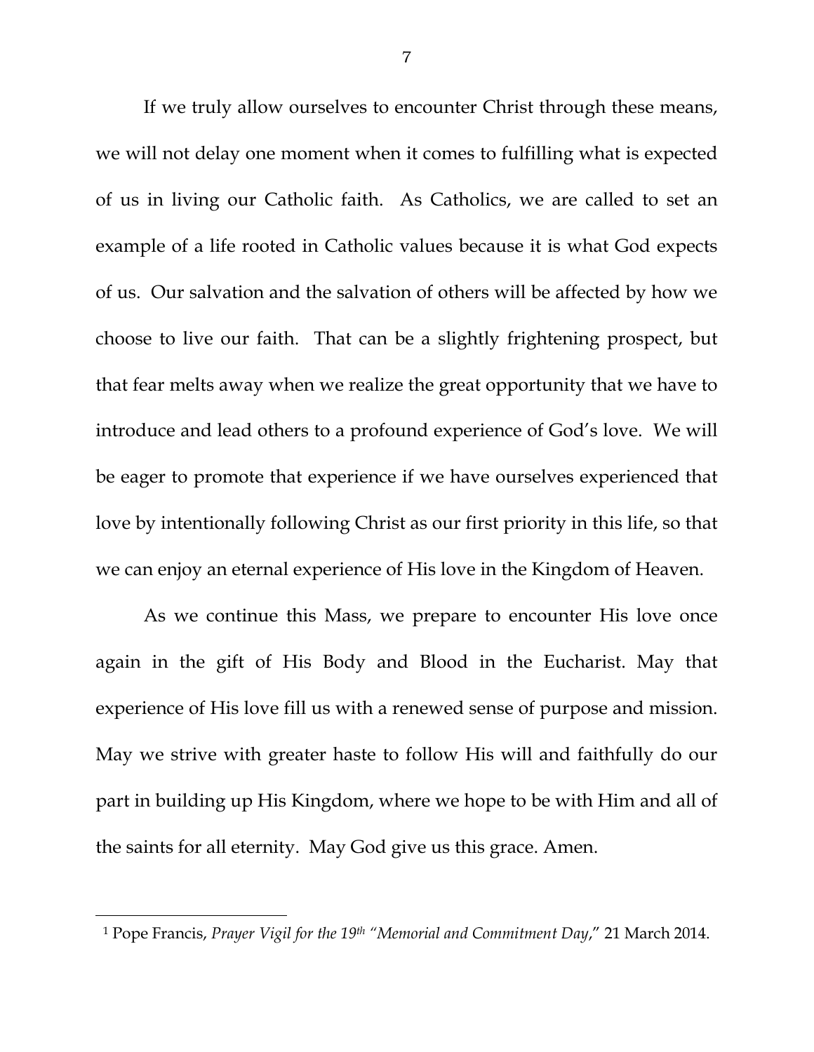If we truly allow ourselves to encounter Christ through these means, we will not delay one moment when it comes to fulfilling what is expected of us in living our Catholic faith. As Catholics, we are called to set an example of a life rooted in Catholic values because it is what God expects of us. Our salvation and the salvation of others will be affected by how we choose to live our faith. That can be a slightly frightening prospect, but that fear melts away when we realize the great opportunity that we have to introduce and lead others to a profound experience of God's love. We will be eager to promote that experience if we have ourselves experienced that love by intentionally following Christ as our first priority in this life, so that we can enjoy an eternal experience of His love in the Kingdom of Heaven.

As we continue this Mass, we prepare to encounter His love once again in the gift of His Body and Blood in the Eucharist. May that experience of His love fill us with a renewed sense of purpose and mission. May we strive with greater haste to follow His will and faithfully do our part in building up His Kingdom, where we hope to be with Him and all of the saints for all eternity. May God give us this grace. Amen.

---

[1] Pope Francis, *Prayer Vigil for the 19th "Memorial and Commitment Day*," 21 March 2014.